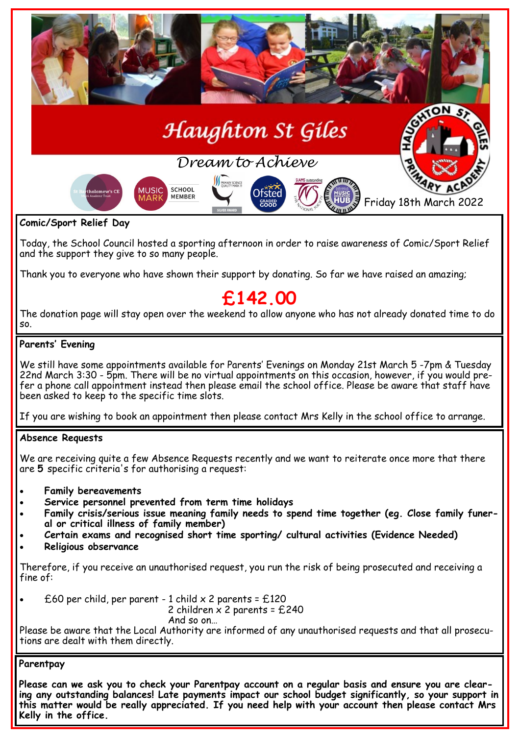# Haughton St Giles

*Dream to Achieve*

Friday 18th March 2022

## Comic/Sport Relief Day

Today, the School Council hosted a sporting afternoon in order to raise awareness of Comic/Sport Relief and the support they give to so many people.

Thank you to everyone who have shown their support by donating. So far we have raised an amazing;

**£142.00**

The donation page will stay open over the weekend to allow anyone who has not already donated time to do so.

## Parents' Evening

We still have some appointments available for Parents' Evenings on Monday 21st March 5 -7pm & Tuesday 22nd March 3:30 - 5pm. There will be no virtual appointments on this occasion, however, if you would prefer a phone call appointment instead then please email the school office. Please be aware that staff have been asked to keep to the specific time slots.

If you are wishing to book an appointment then please contact Mrs Kelly in the school office to arrange.

## Absence Requests

We are receiving quite a few Absence Requests recently and we want to reiterate once more that there are **5** specific criteria's for authorising a request:

- **Family bereavements**
- **Service personnel prevented from term time holidays**
- **Family crisis/serious issue meaning family needs to spend time together (eg. Close family funeral or critical illness of family member)**
- **Certain exams and recognised short time sporting/ cultural activities (Evidence Needed)**
- **Religious observance**

Therefore, if you receive an unauthorised request, you run the risk of being prosecuted and receiving a fine of:

- £60 per child, per parent - 1 child x 2 parents = £120
  2 children x 2 parents = £240
  And so on…

Please be aware that the Local Authority are informed of any unauthorised requests and that all prosecutions are dealt with them directly.

## Parentpay

**Please can we ask you to check your Parentpay account on a regular basis and ensure you are clearing any outstanding balances! Late payments impact our school budget significantly, so your support in this matter would be really appreciated. If you need help with your account then please contact Mrs Kelly in the office.**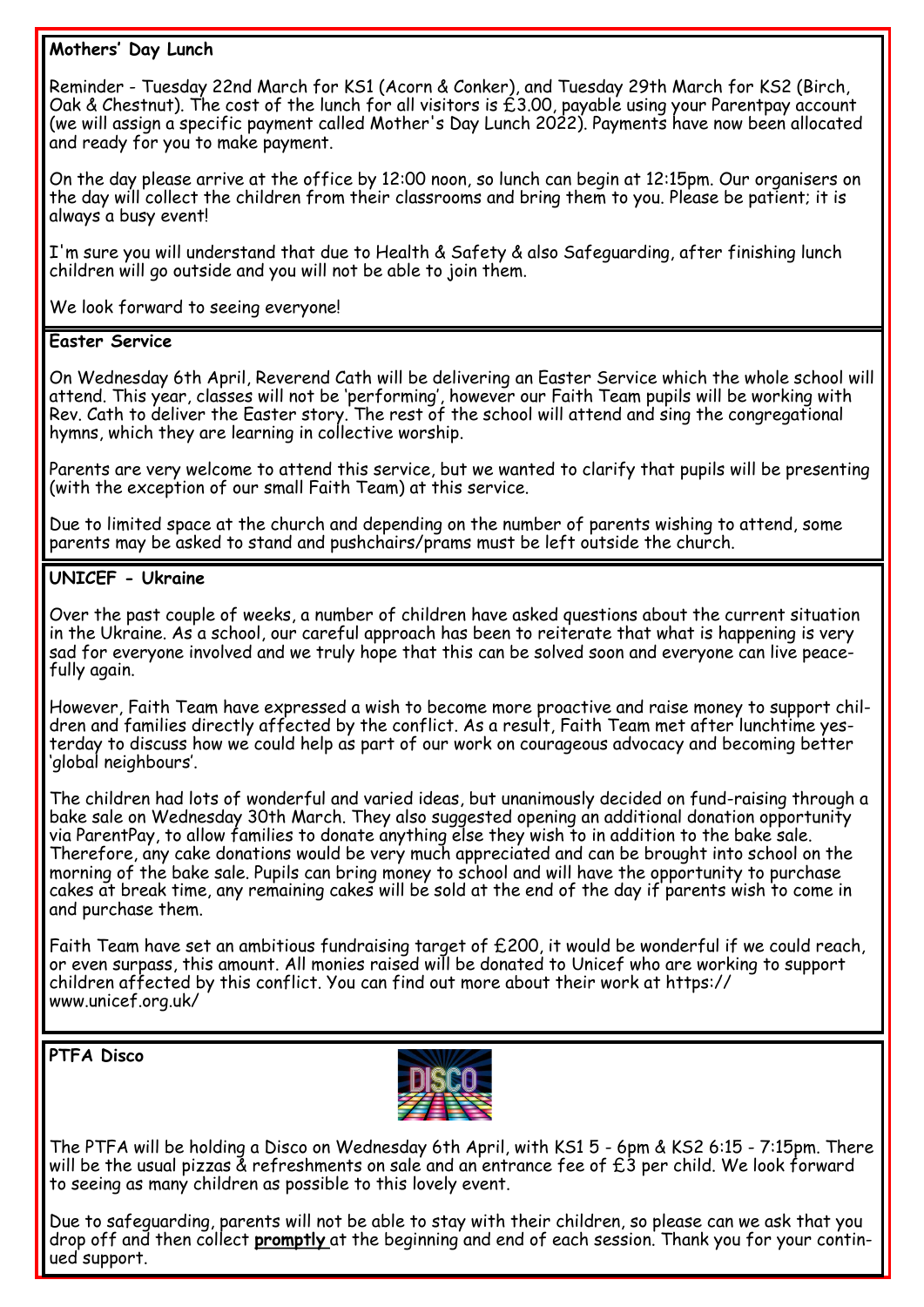## Mothers' Day Lunch

Reminder - Tuesday 22nd March for KS1 (Acorn & Conker), and Tuesday 29th March for KS2 (Birch, Oak & Chestnut). The cost of the lunch for all visitors is £3.00, payable using your Parentpay account (we will assign a specific payment called Mother's Day Lunch 2022). Payments have now been allocated and ready for you to make payment.

On the day please arrive at the office by 12:00 noon, so lunch can begin at 12:15pm. Our organisers on the day will collect the children from their classrooms and bring them to you. Please be patient; it is always a busy event!

I'm sure you will understand that due to Health & Safety & also Safeguarding, after finishing lunch children will go outside and you will not be able to join them.

We look forward to seeing everyone!

## Easter Service

On Wednesday 6th April, Reverend Cath will be delivering an Easter Service which the whole school will attend. This year, classes will not be 'performing', however our Faith Team pupils will be working with Rev. Cath to deliver the Easter story. The rest of the school will attend and sing the congregational hymns, which they are learning in collective worship.

Parents are very welcome to attend this service, but we wanted to clarify that pupils will be presenting (with the exception of our small Faith Team) at this service.

Due to limited space at the church and depending on the number of parents wishing to attend, some parents may be asked to stand and pushchairs/prams must be left outside the church.

## UNICEF - Ukraine

Over the past couple of weeks, a number of children have asked questions about the current situation in the Ukraine. As a school, our careful approach has been to reiterate that what is happening is very sad for everyone involved and we truly hope that this can be solved soon and everyone can live peacefully again.

However, Faith Team have expressed a wish to become more proactive and raise money to support children and families directly affected by the conflict. As a result, Faith Team met after lunchtime yesterday to discuss how we could help as part of our work on courageous advocacy and becoming better 'global neighbours'.

The children had lots of wonderful and varied ideas, but unanimously decided on fund-raising through a bake sale on Wednesday 30th March. They also suggested opening an additional donation opportunity via ParentPay, to allow families to donate anything else they wish to in addition to the bake sale. Therefore, any cake donations would be very much appreciated and can be brought into school on the morning of the bake sale. Pupils can bring money to school and will have the opportunity to purchase cakes at break time, any remaining cakes will be sold at the end of the day if parents wish to come in and purchase them.

Faith Team have set an ambitious fundraising target of £200, it would be wonderful if we could reach, or even surpass, this amount. All monies raised will be donated to Unicef who are working to support children affected by this conflict. You can find out more about their work at https://www.unicef.org.uk/

## PTFA Disco

The PTFA will be holding a Disco on Wednesday 6th April, with KS1 5 - 6pm & KS2 6:15 - 7:15pm. There will be the usual pizzas & refreshments on sale and an entrance fee of £3 per child. We look forward to seeing as many children as possible to this lovely event.

Due to safeguarding, parents will not be able to stay with their children, so please can we ask that you drop off and then collect **promptly** at the beginning and end of each session. Thank you for your continued support.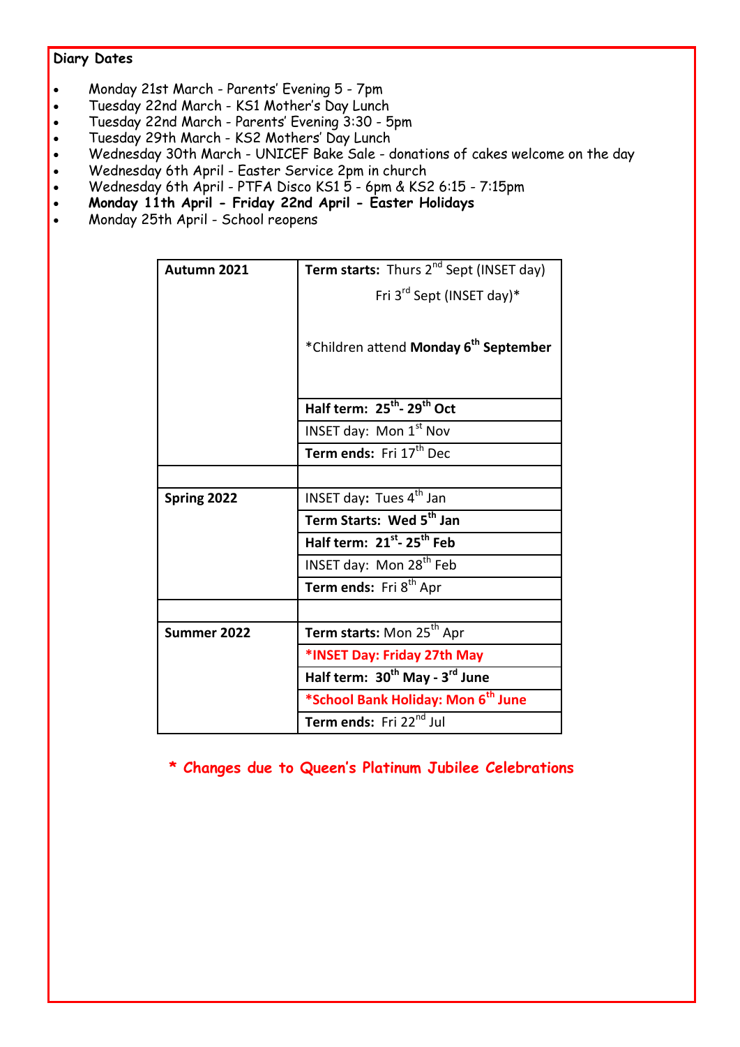**Diary Dates**

- Monday 21st March - Parents' Evening 5 - 7pm
- Tuesday 22nd March - KS1 Mother's Day Lunch
- Tuesday 22nd March - Parents' Evening 3:30 - 5pm
- Tuesday 29th March - KS2 Mothers' Day Lunch
- Wednesday 30th March - UNICEF Bake Sale - donations of cakes welcome on the day
- Wednesday 6th April - Easter Service 2pm in church
- Wednesday 6th April - PTFA Disco KS1 5 - 6pm & KS2 6:15 - 7:15pm
- **Monday 11th April - Friday 22nd April - Easter Holidays**
- Monday 25th April - School reopens

| | |
|---|---|
| **Autumn 2021** | **Term starts:** Thurs 2nd Sept (INSET day)<br>Fri 3rd Sept (INSET day)*<br><br>*Children attend **Monday 6th September** |
| | **Half term: 25th- 29th Oct** |
| | INSET day: Mon 1st Nov |
| | **Term ends:** Fri 17th Dec |
| | |
| **Spring 2022** | INSET day: Tues 4th Jan |
| | **Term Starts: Wed 5th Jan** |
| | **Half term: 21st- 25th Feb** |
| | INSET day: Mon 28th Feb |
| | **Term ends:** Fri 8th Apr |
| | |
| **Summer 2022** | **Term starts:** Mon 25th Apr |
| | ***INSET Day: Friday 27th May** |
| | **Half term: 30th May - 3rd June** |
| | ***School Bank Holiday: Mon 6th June** |
| | **Term ends:** Fri 22nd Jul |

**\* Changes due to Queen's Platinum Jubilee Celebrations**